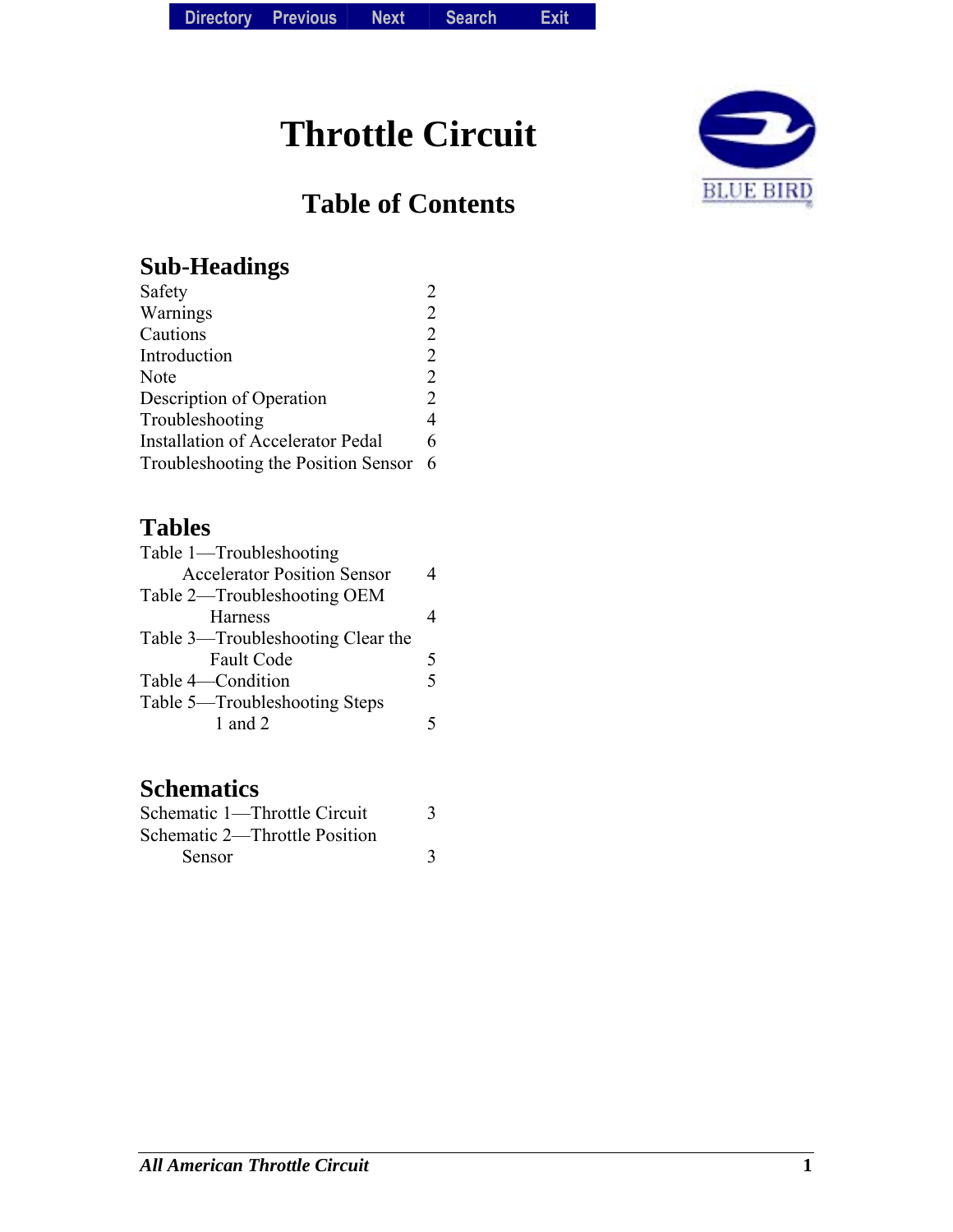# Throttle Circuit

## Table of Contents

### Sub-Headings

| | |
|---|---|
| Safety | 2 |
| Warnings | 2 |
| Cautions | 2 |
| Introduction | 2 |
| Note | 2 |
| Description of Operation | 2 |
| Troubleshooting | 4 |
| Installation of Accelerator Pedal | 6 |
| Troubleshooting the Position Sensor | 6 |

### Tables

| | |
|---|---|
| Table 1—Troubleshooting Accelerator Position Sensor | 4 |
| Table 2—Troubleshooting OEM Harness | 4 |
| Table 3—Troubleshooting Clear the Fault Code | 5 |
| Table 4—Condition | 5 |
| Table 5—Troubleshooting Steps 1 and 2 | 5 |

### Schematics

| | |
|---|---|
| Schematic 1—Throttle Circuit | 3 |
| Schematic 2—Throttle Position Sensor | 3 |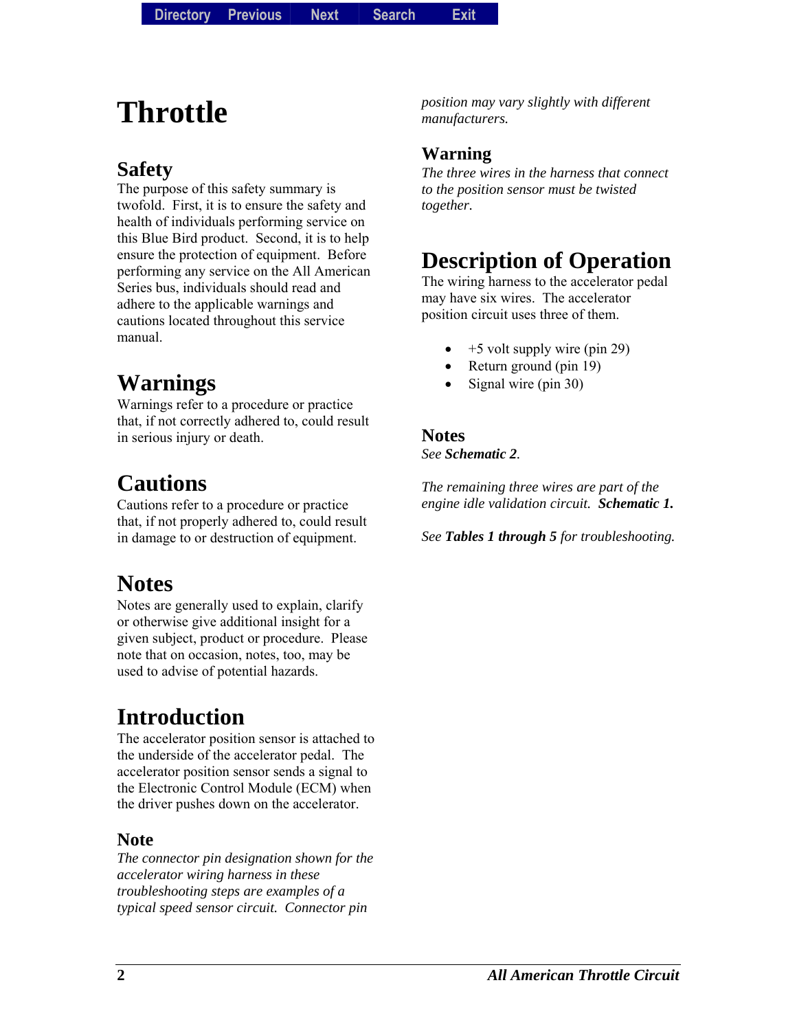# Throttle

## Safety

The purpose of this safety summary is twofold. First, it is to ensure the safety and health of individuals performing service on this Blue Bird product. Second, it is to help ensure the protection of equipment. Before performing any service on the All American Series bus, individuals should read and adhere to the applicable warnings and cautions located throughout this service manual.

## Warnings

Warnings refer to a procedure or practice that, if not correctly adhered to, could result in serious injury or death.

## Cautions

Cautions refer to a procedure or practice that, if not properly adhered to, could result in damage to or destruction of equipment.

## Notes

Notes are generally used to explain, clarify or otherwise give additional insight for a given subject, product or procedure. Please note that on occasion, notes, too, may be used to advise of potential hazards.

## Introduction

The accelerator position sensor is attached to the underside of the accelerator pedal. The accelerator position sensor sends a signal to the Electronic Control Module (ECM) when the driver pushes down on the accelerator.

### Note

*The connector pin designation shown for the accelerator wiring harness in these troubleshooting steps are examples of a typical speed sensor circuit. Connector pin position may vary slightly with different manufacturers.*

### Warning

*The three wires in the harness that connect to the position sensor must be twisted together.*

## Description of Operation

The wiring harness to the accelerator pedal may have six wires. The accelerator position circuit uses three of them.

- +5 volt supply wire (pin 29)
- Return ground (pin 19)
- Signal wire (pin 30)

### Notes

*See **Schematic 2**.*

*The remaining three wires are part of the engine idle validation circuit. **Schematic 1.***

*See **Tables 1 through 5** for troubleshooting.*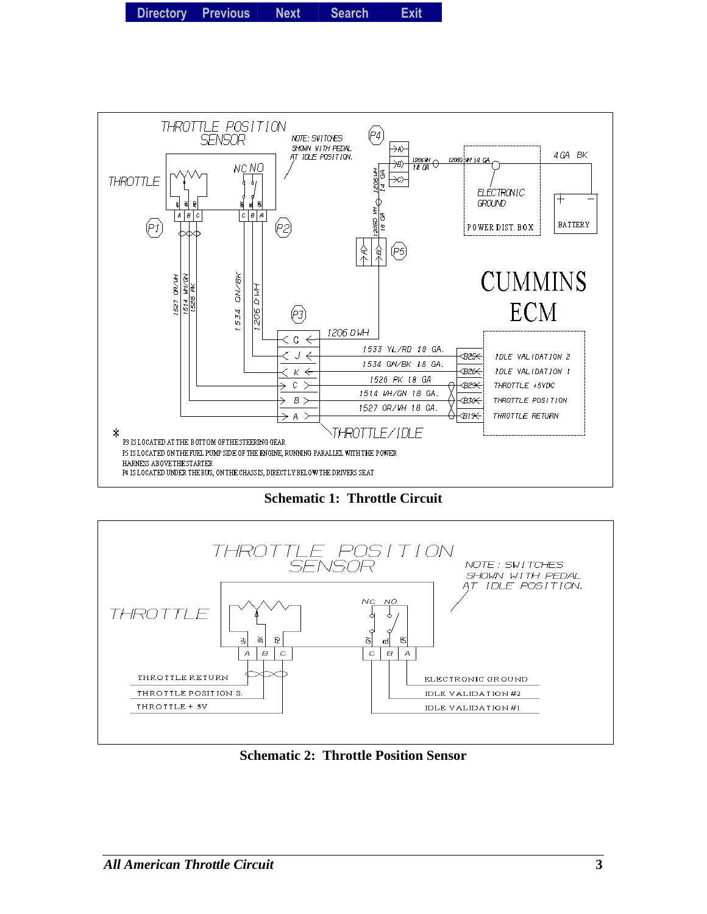THROTTLE POSITION SENSOR

NOTE: SWITCHES SHOWN WITH PEDAL AT IDLE POSITION.

\* P3 IS LOCATED AT THE BOTTOM OF THE STEERING GEAR
P5 IS LOCATED ON THE FUEL PUMP SIDE OF THE ENGINE, RUNNING PARALLEL WITH THE POWER HARNESS ABOVE THE STARTER
P4 IS LOCATED UNDER THE BUS, ON THE CHASSIS, DIRECTLY BELOW THE DRIVERS SEAT

**Schematic 1: Throttle Circuit**

**Schematic 2: Throttle Position Sensor**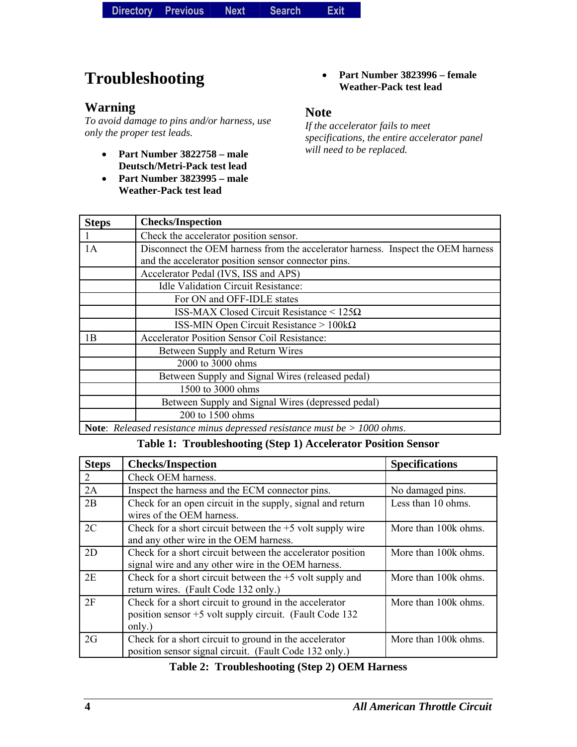# Troubleshooting

## Warning

*To avoid damage to pins and/or harness, use only the proper test leads.*

- **Part Number 3822758 – male Deutsch/Metri-Pack test lead**
- **Part Number 3823995 – male Weather-Pack test lead**
- **Part Number 3823996 – female Weather-Pack test lead**

## Note

*If the accelerator fails to meet specifications, the entire accelerator panel will need to be replaced.*

| Steps | Checks/Inspection |
|---|---|
| 1 | Check the accelerator position sensor. |
| 1A | Disconnect the OEM harness from the accelerator harness. Inspect the OEM harness and the accelerator position sensor connector pins. |
| | Accelerator Pedal (IVS, ISS and APS) |
| | Idle Validation Circuit Resistance: |
| | For ON and OFF-IDLE states |
| | ISS-MAX Closed Circuit Resistance < 125Ω |
| | ISS-MIN Open Circuit Resistance > 100kΩ |
| 1B | Accelerator Position Sensor Coil Resistance: |
| | Between Supply and Return Wires |
| | 2000 to 3000 ohms |
| | Between Supply and Signal Wires (released pedal) |
| | 1500 to 3000 ohms |
| | Between Supply and Signal Wires (depressed pedal) |
| | 200 to 1500 ohms |
| **Note**: *Released resistance minus depressed resistance must be > 1000 ohms*. | |

**Table 1: Troubleshooting (Step 1) Accelerator Position Sensor**

| Steps | Checks/Inspection | Specifications |
|---|---|---|
| 2 | Check OEM harness. | |
| 2A | Inspect the harness and the ECM connector pins. | No damaged pins. |
| 2B | Check for an open circuit in the supply, signal and return wires of the OEM harness. | Less than 10 ohms. |
| 2C | Check for a short circuit between the +5 volt supply wire and any other wire in the OEM harness. | More than 100k ohms. |
| 2D | Check for a short circuit between the accelerator position signal wire and any other wire in the OEM harness. | More than 100k ohms. |
| 2E | Check for a short circuit between the +5 volt supply and return wires. (Fault Code 132 only.) | More than 100k ohms. |
| 2F | Check for a short circuit to ground in the accelerator position sensor +5 volt supply circuit. (Fault Code 132 only.) | More than 100k ohms. |
| 2G | Check for a short circuit to ground in the accelerator position sensor signal circuit. (Fault Code 132 only.) | More than 100k ohms. |

**Table 2: Troubleshooting (Step 2) OEM Harness**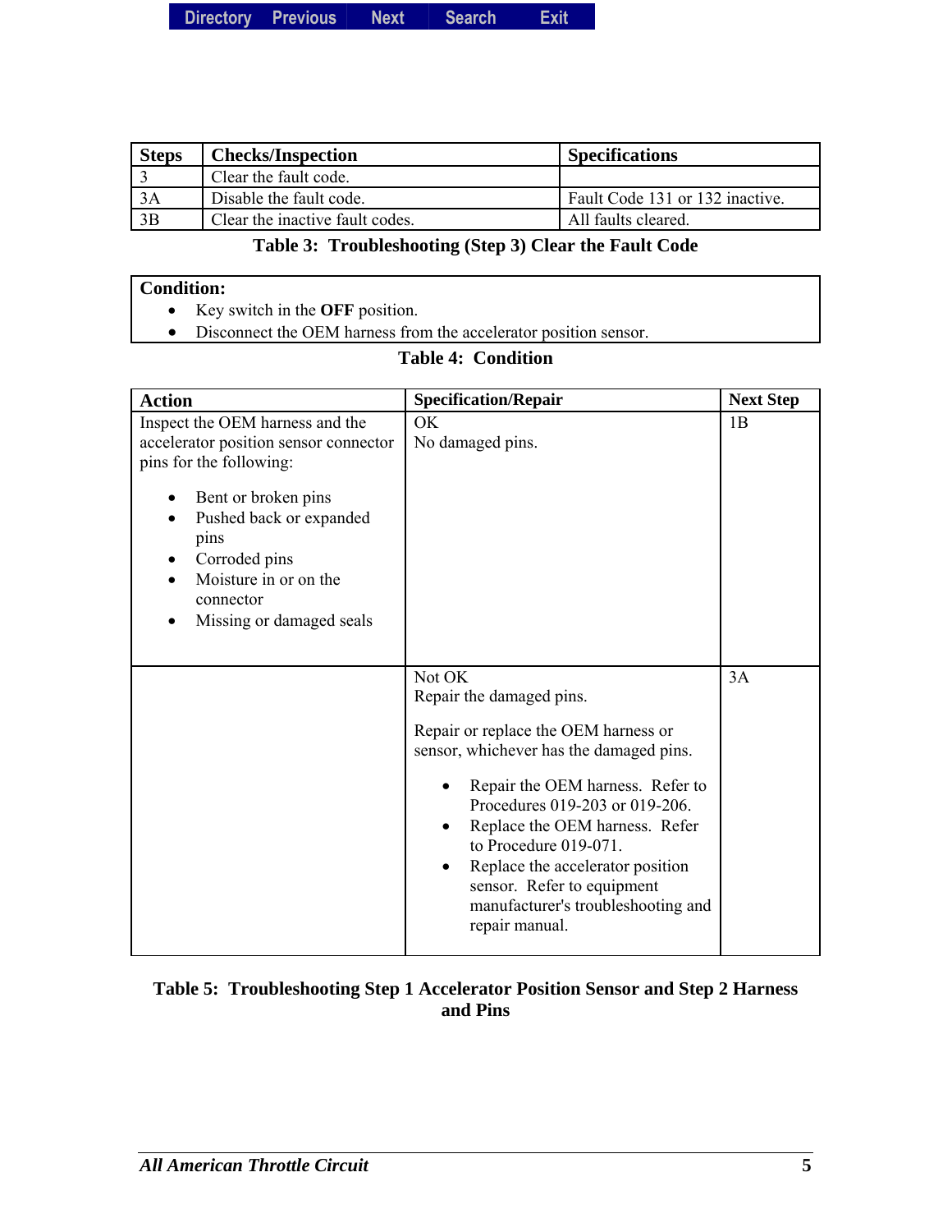| Steps | Checks/Inspection | Specifications |
|---|---|---|
| 3 | Clear the fault code. | |
| 3A | Disable the fault code. | Fault Code 131 or 132 inactive. |
| 3B | Clear the inactive fault codes. | All faults cleared. |

**Table 3: Troubleshooting (Step 3) Clear the Fault Code**

| **Condition:** |
|---|
| • Key switch in the **OFF** position.<br>• Disconnect the OEM harness from the accelerator position sensor. |

**Table 4: Condition**

| Action | Specification/Repair | Next Step |
|---|---|---|
| Inspect the OEM harness and the accelerator position sensor connector pins for the following:<br><br>• Bent or broken pins<br>• Pushed back or expanded pins<br>• Corroded pins<br>• Moisture in or on the connector<br>• Missing or damaged seals | OK<br>No damaged pins. | 1B |
| | Not OK<br>Repair the damaged pins.<br><br>Repair or replace the OEM harness or sensor, whichever has the damaged pins.<br><br>• Repair the OEM harness. Refer to Procedures 019-203 or 019-206.<br>• Replace the OEM harness. Refer to Procedure 019-071.<br>• Replace the accelerator position sensor. Refer to equipment manufacturer's troubleshooting and repair manual. | 3A |

**Table 5: Troubleshooting Step 1 Accelerator Position Sensor and Step 2 Harness and Pins**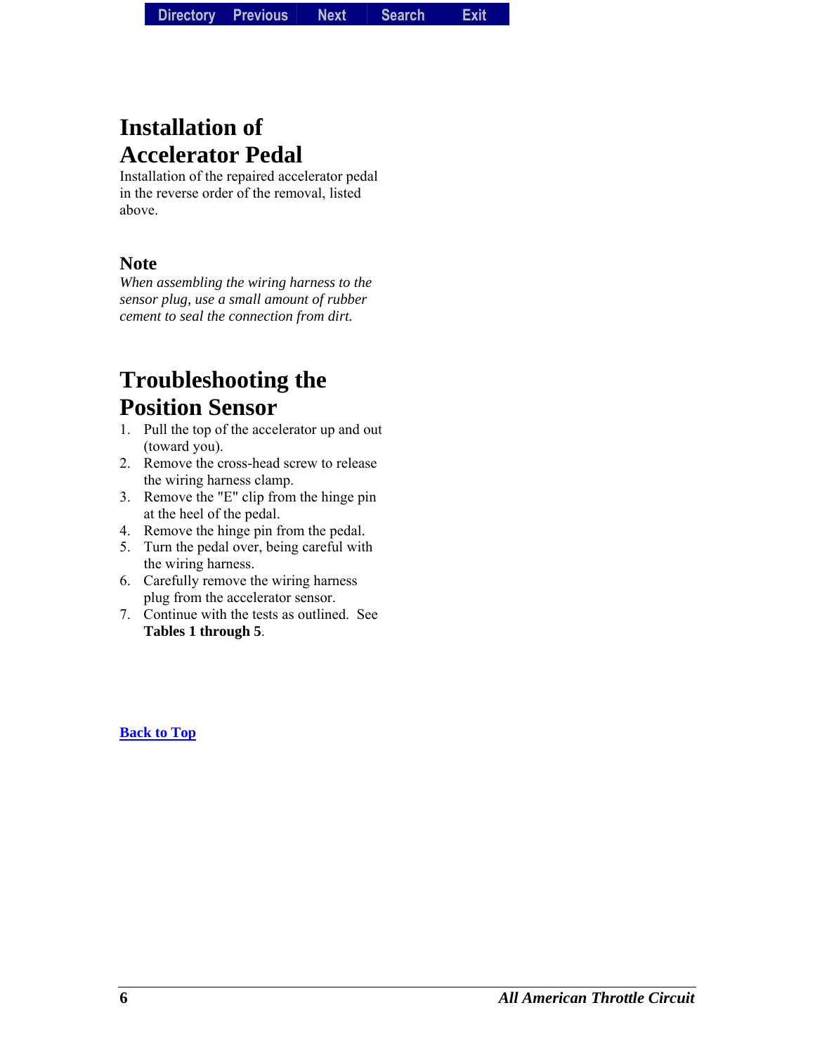Directory | Previous | Next | Search | Exit

## Installation of Accelerator Pedal

Installation of the repaired accelerator pedal in the reverse order of the removal, listed above.

### Note

*When assembling the wiring harness to the sensor plug, use a small amount of rubber cement to seal the connection from dirt.*

## Troubleshooting the Position Sensor

1. Pull the top of the accelerator up and out (toward you).
2. Remove the cross-head screw to release the wiring harness clamp.
3. Remove the "E" clip from the hinge pin at the heel of the pedal.
4. Remove the hinge pin from the pedal.
5. Turn the pedal over, being careful with the wiring harness.
6. Carefully remove the wiring harness plug from the accelerator sensor.
7. Continue with the tests as outlined. See **Tables 1 through 5**.

Back to Top